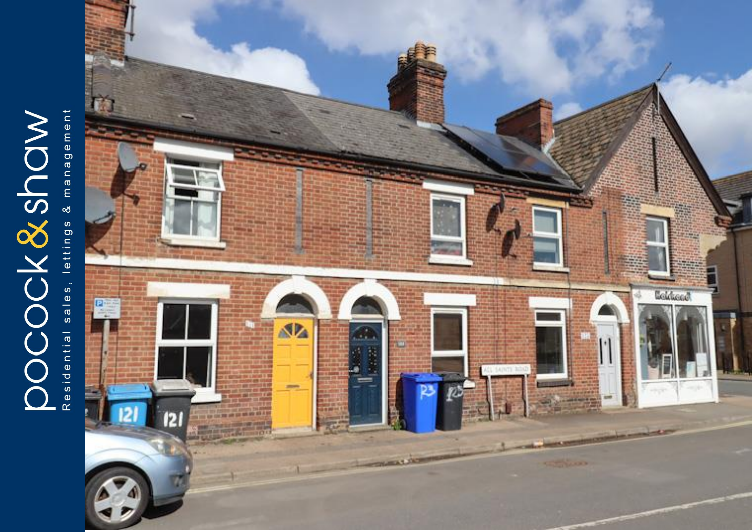pocock & shaw

Residential sales, lettings & management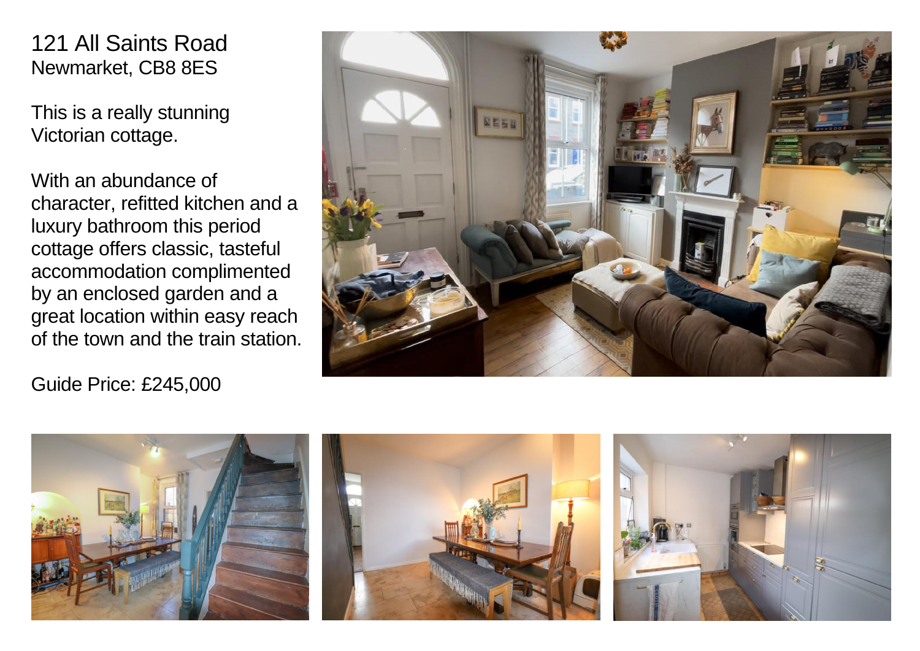121 All Saints Road
Newmarket, CB8 8ES

This is a really stunning Victorian cottage.

With an abundance of character, refitted kitchen and a luxury bathroom this period cottage offers classic, tasteful accommodation complimented by an enclosed garden and a great location within easy reach of the town and the train station.

Guide Price: £245,000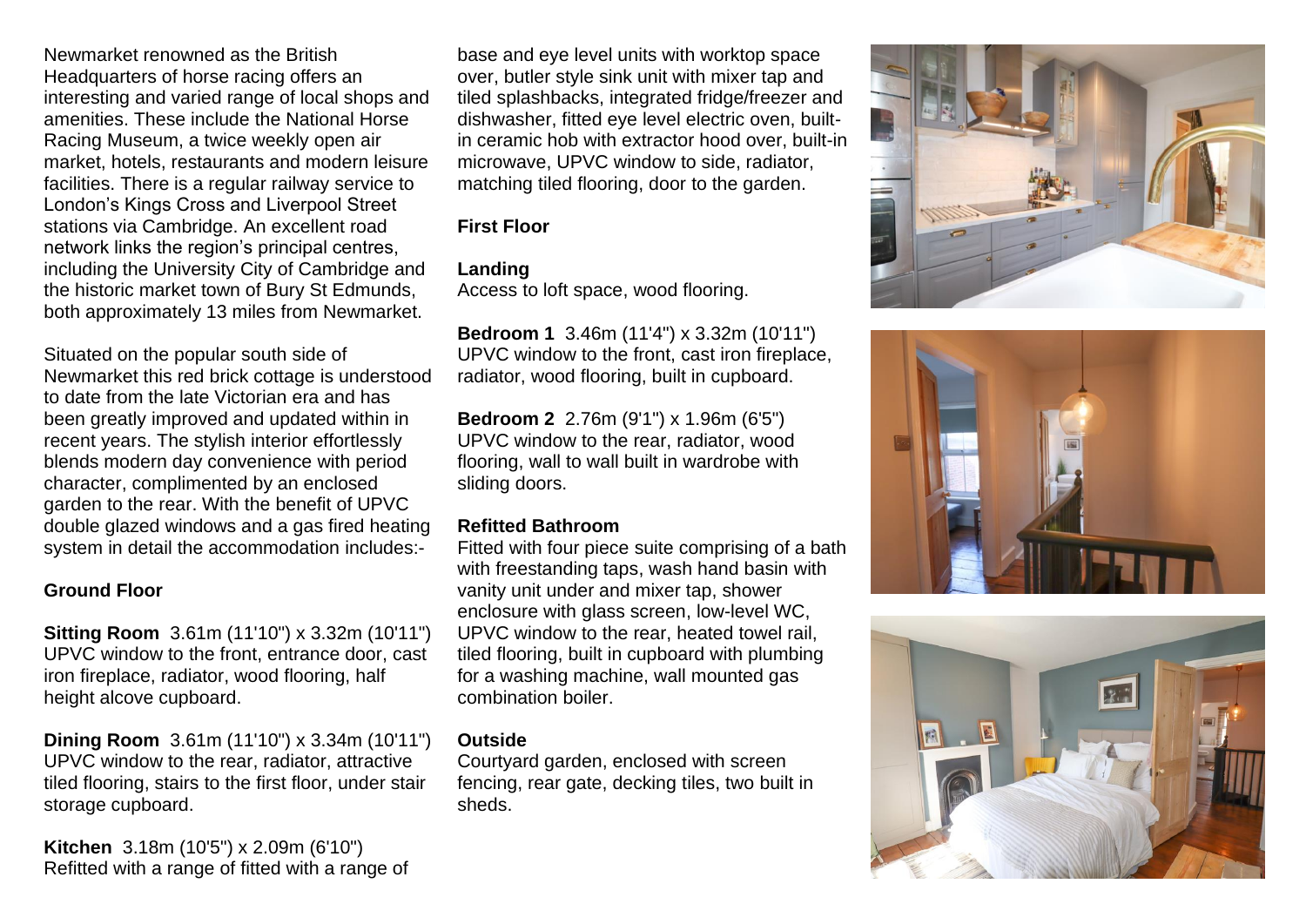Newmarket renowned as the British Headquarters of horse racing offers an interesting and varied range of local shops and amenities. These include the National Horse Racing Museum, a twice weekly open air market, hotels, restaurants and modern leisure facilities. There is a regular railway service to London's Kings Cross and Liverpool Street stations via Cambridge. An excellent road network links the region's principal centres, including the University City of Cambridge and the historic market town of Bury St Edmunds, both approximately 13 miles from Newmarket.

Situated on the popular south side of Newmarket this red brick cottage is understood to date from the late Victorian era and has been greatly improved and updated within in recent years. The stylish interior effortlessly blends modern day convenience with period character, complimented by an enclosed garden to the rear. With the benefit of UPVC double glazed windows and a gas fired heating system in detail the accommodation includes:-

**Ground Floor**

**Sitting Room** 3.61m (11'10") x 3.32m (10'11")
UPVC window to the front, entrance door, cast iron fireplace, radiator, wood flooring, half height alcove cupboard.

**Dining Room** 3.61m (11'10") x 3.34m (10'11")
UPVC window to the rear, radiator, attractive tiled flooring, stairs to the first floor, under stair storage cupboard.

**Kitchen** 3.18m (10'5") x 2.09m (6'10")
Refitted with a range of fitted with a range of base and eye level units with worktop space over, butler style sink unit with mixer tap and tiled splashbacks, integrated fridge/freezer and dishwasher, fitted eye level electric oven, built-in ceramic hob with extractor hood over, built-in microwave, UPVC window to side, radiator, matching tiled flooring, door to the garden.

**First Floor**

**Landing**
Access to loft space, wood flooring.

**Bedroom 1** 3.46m (11'4") x 3.32m (10'11")
UPVC window to the front, cast iron fireplace, radiator, wood flooring, built in cupboard.

**Bedroom 2** 2.76m (9'1") x 1.96m (6'5")
UPVC window to the rear, radiator, wood flooring, wall to wall built in wardrobe with sliding doors.

**Refitted Bathroom**
Fitted with four piece suite comprising of a bath with freestanding taps, wash hand basin with vanity unit under and mixer tap, shower enclosure with glass screen, low-level WC, UPVC window to the rear, heated towel rail, tiled flooring, built in cupboard with plumbing for a washing machine, wall mounted gas combination boiler.

**Outside**
Courtyard garden, enclosed with screen fencing, rear gate, decking tiles, two built in sheds.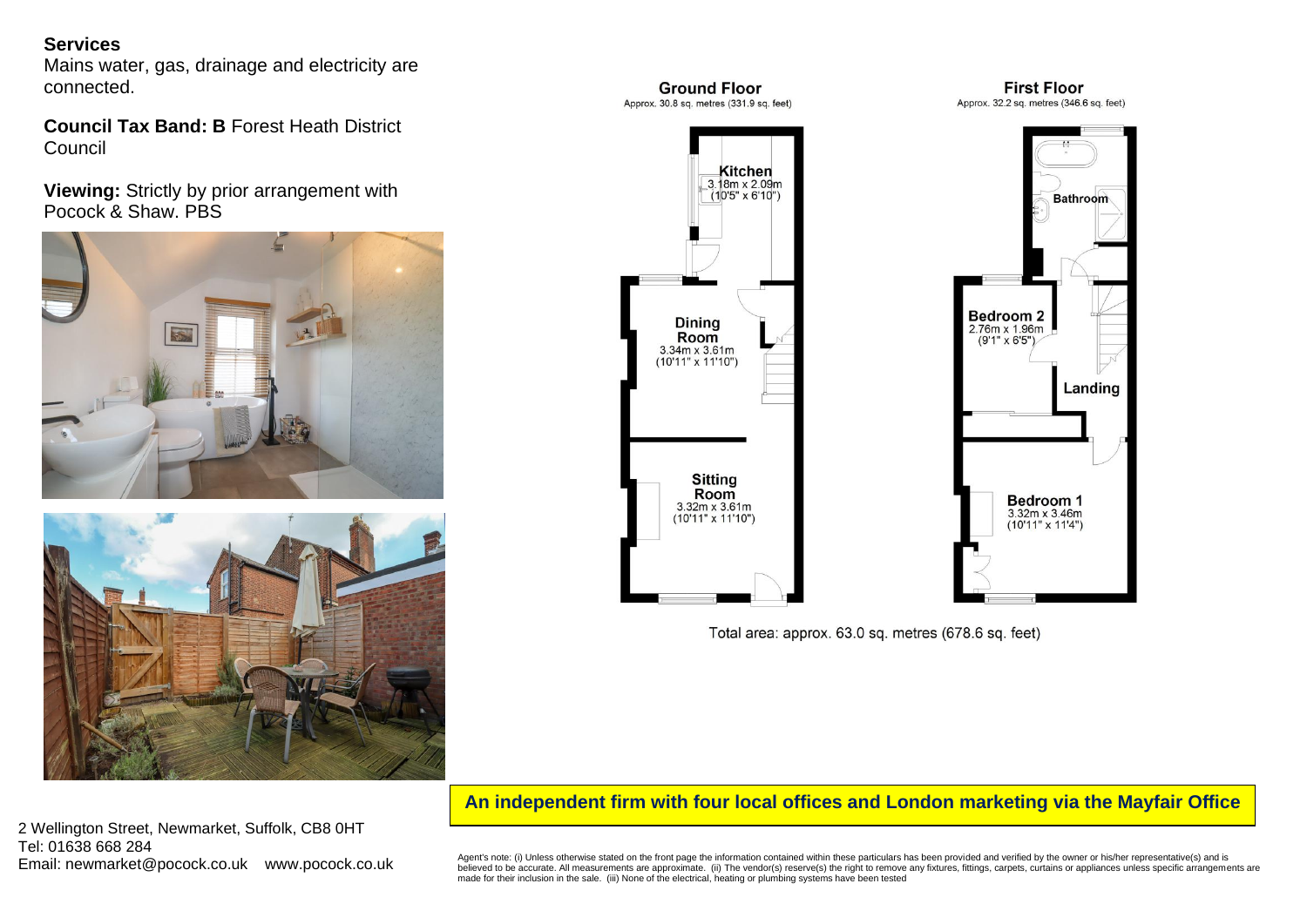**Services**
Mains water, gas, drainage and electricity are connected.

**Council Tax Band: B** Forest Heath District Council

**Viewing:** Strictly by prior arrangement with Pocock & Shaw. PBS

**Ground Floor**
Approx. 30.8 sq. metres (331.9 sq. feet)

**Kitchen**
3.18m x 2.09m
(10'5" x 6'10")

**Dining Room**
3.34m x 3.61m
(10'11" x 11'10")

**Sitting Room**
3.32m x 3.61m
(10'11" x 11'10")

**First Floor**
Approx. 32.2 sq. metres (346.6 sq. feet)

**Bathroom**

**Bedroom 2**
2.76m x 1.96m
(9'1" x 6'5")

**Landing**

**Bedroom 1**
3.32m x 3.46m
(10'11" x 11'4")

Total area: approx. 63.0 sq. metres (678.6 sq. feet)

**An independent firm with four local offices and London marketing via the Mayfair Office**

2 Wellington Street, Newmarket, Suffolk, CB8 0HT
Tel: 01638 668 284
Email: newmarket@pocock.co.uk www.pocock.co.uk

Agent's note: (i) Unless otherwise stated on the front page the information contained within these particulars has been provided and verified by the owner or his/her representative(s) and is believed to be accurate. All measurements are approximate. (ii) The vendor(s) reserve(s) the right to remove any fixtures, fittings, carpets, curtains or appliances unless specific arrangements are made for their inclusion in the sale. (iii) None of the electrical, heating or plumbing systems have been tested